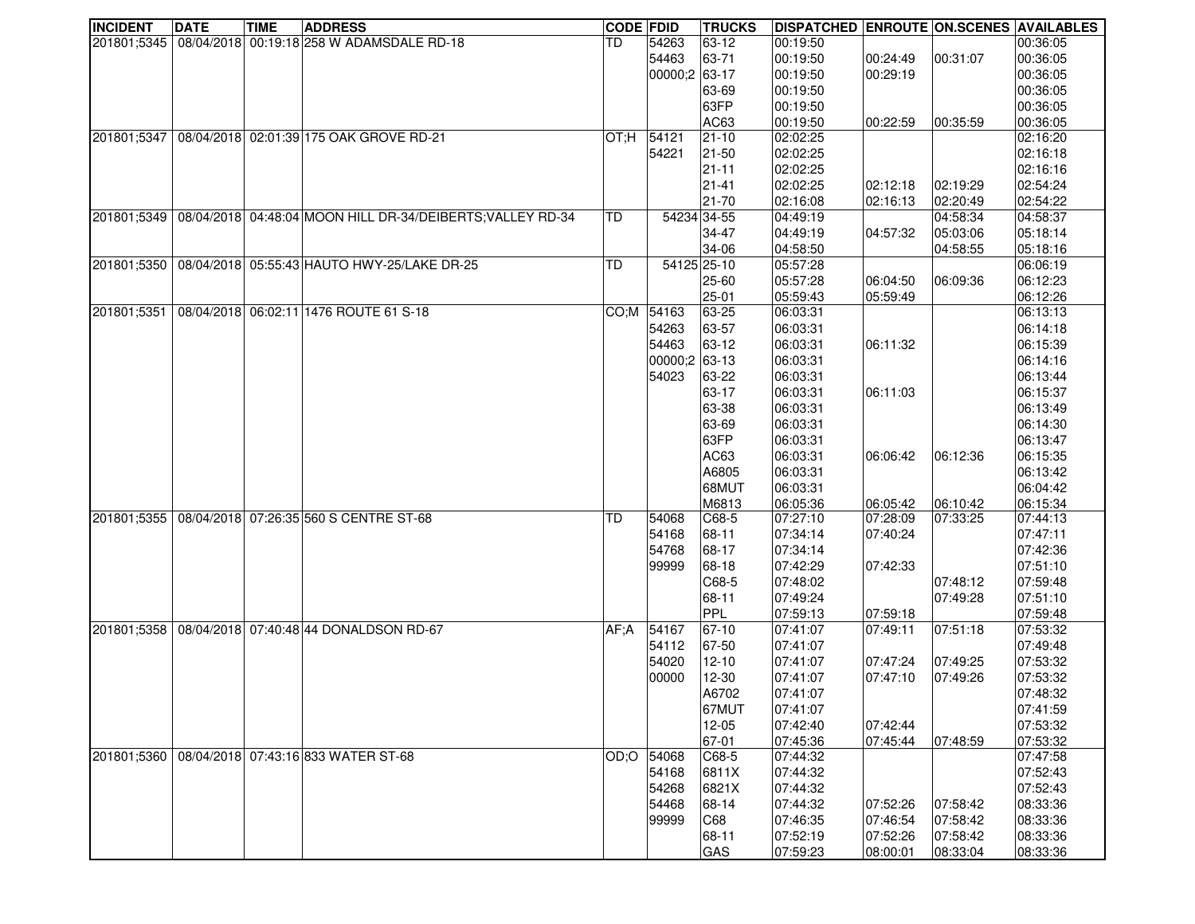| INCIDENT | DATE | TIME | ADDRESS | CODE | FDID | TRUCKS | DISPATCHED | ENROUTE | ON.SCENES | AVAILABLES |
|---|---|---|---|---|---|---|---|---|---|---|
| 201801;5345 | 08/04/2018 | 00:19:18 | 258 W ADAMSDALE RD-18 | TD | 54263 | 63-12 | 00:19:50 | | | 00:36:05 |
| | | | | | 54463 | 63-71 | 00:19:50 | 00:24:49 | 00:31:07 | 00:36:05 |
| | | | | | 00000;2 | 63-17 | 00:19:50 | 00:29:19 | | 00:36:05 |
| | | | | | | 63-69 | 00:19:50 | | | 00:36:05 |
| | | | | | | 63FP | 00:19:50 | | | 00:36:05 |
| | | | | | | AC63 | 00:19:50 | 00:22:59 | 00:35:59 | 00:36:05 |
| 201801;5347 | 08/04/2018 | 02:01:39 | 175 OAK GROVE RD-21 | OT;H | 54121 | 21-10 | 02:02:25 | | | 02:16:20 |
| | | | | | 54221 | 21-50 | 02:02:25 | | | 02:16:18 |
| | | | | | | 21-11 | 02:02:25 | | | 02:16:16 |
| | | | | | | 21-41 | 02:02:25 | 02:12:18 | 02:19:29 | 02:54:24 |
| | | | | | | 21-70 | 02:16:08 | 02:16:13 | 02:20:49 | 02:54:22 |
| 201801;5349 | 08/04/2018 | 04:48:04 | MOON HILL DR-34/DEIBERTS;VALLEY RD-34 | TD | 54234 | 34-55 | 04:49:19 | | 04:58:34 | 04:58:37 |
| | | | | | | 34-47 | 04:49:19 | 04:57:32 | 05:03:06 | 05:18:14 |
| | | | | | | 34-06 | 04:58:50 | | 04:58:55 | 05:18:16 |
| 201801;5350 | 08/04/2018 | 05:55:43 | HAUTO HWY-25/LAKE DR-25 | TD | 54125 | 25-10 | 05:57:28 | | | 06:06:19 |
| | | | | | | 25-60 | 05:57:28 | 06:04:50 | 06:09:36 | 06:12:23 |
| | | | | | | 25-01 | 05:59:43 | 05:59:49 | | 06:12:26 |
| 201801;5351 | 08/04/2018 | 06:02:11 | 1476 ROUTE 61 S-18 | CO;M | 54163 | 63-25 | 06:03:31 | | | 06:13:13 |
| | | | | | 54263 | 63-57 | 06:03:31 | | | 06:14:18 |
| | | | | | 54463 | 63-12 | 06:03:31 | 06:11:32 | | 06:15:39 |
| | | | | | 00000;2 | 63-13 | 06:03:31 | | | 06:14:16 |
| | | | | | 54023 | 63-22 | 06:03:31 | | | 06:13:44 |
| | | | | | | 63-17 | 06:03:31 | 06:11:03 | | 06:15:37 |
| | | | | | | 63-38 | 06:03:31 | | | 06:13:49 |
| | | | | | | 63-69 | 06:03:31 | | | 06:14:30 |
| | | | | | | 63FP | 06:03:31 | | | 06:13:47 |
| | | | | | | AC63 | 06:03:31 | 06:06:42 | 06:12:36 | 06:15:35 |
| | | | | | | A6805 | 06:03:31 | | | 06:13:42 |
| | | | | | | 68MUT | 06:03:31 | | | 06:04:42 |
| | | | | | | M6813 | 06:05:36 | 06:05:42 | 06:10:42 | 06:15:34 |
| 201801;5355 | 08/04/2018 | 07:26:35 | 560 S CENTRE ST-68 | TD | 54068 | C68-5 | 07:27:10 | 07:28:09 | 07:33:25 | 07:44:13 |
| | | | | | 54168 | 68-11 | 07:34:14 | 07:40:24 | | 07:47:11 |
| | | | | | 54768 | 68-17 | 07:34:14 | | | 07:42:36 |
| | | | | | 99999 | 68-18 | 07:42:29 | 07:42:33 | | 07:51:10 |
| | | | | | | C68-5 | 07:48:02 | | 07:48:12 | 07:59:48 |
| | | | | | | 68-11 | 07:49:24 | | 07:49:28 | 07:51:10 |
| | | | | | | PPL | 07:59:13 | 07:59:18 | | 07:59:48 |
| 201801;5358 | 08/04/2018 | 07:40:48 | 44 DONALDSON RD-67 | AF;A | 54167 | 67-10 | 07:41:07 | 07:49:11 | 07:51:18 | 07:53:32 |
| | | | | | 54112 | 67-50 | 07:41:07 | | | 07:49:48 |
| | | | | | 54020 | 12-10 | 07:41:07 | 07:47:24 | 07:49:25 | 07:53:32 |
| | | | | | 00000 | 12-30 | 07:41:07 | 07:47:10 | 07:49:26 | 07:53:32 |
| | | | | | | A6702 | 07:41:07 | | | 07:48:32 |
| | | | | | | 67MUT | 07:41:07 | | | 07:41:59 |
| | | | | | | 12-05 | 07:42:40 | 07:42:44 | | 07:53:32 |
| | | | | | | 67-01 | 07:45:36 | 07:45:44 | 07:48:59 | 07:53:32 |
| 201801;5360 | 08/04/2018 | 07:43:16 | 833 WATER ST-68 | OD;O | 54068 | C68-5 | 07:44:32 | | | 07:47:58 |
| | | | | | 54168 | 6811X | 07:44:32 | | | 07:52:43 |
| | | | | | 54268 | 6821X | 07:44:32 | | | 07:52:43 |
| | | | | | 54468 | 68-14 | 07:44:32 | 07:52:26 | 07:58:42 | 08:33:36 |
| | | | | | 99999 | C68 | 07:46:35 | 07:46:54 | 07:58:42 | 08:33:36 |
| | | | | | | 68-11 | 07:52:19 | 07:52:26 | 07:58:42 | 08:33:36 |
| | | | | | | GAS | 07:59:23 | 08:00:01 | 08:33:04 | 08:33:36 |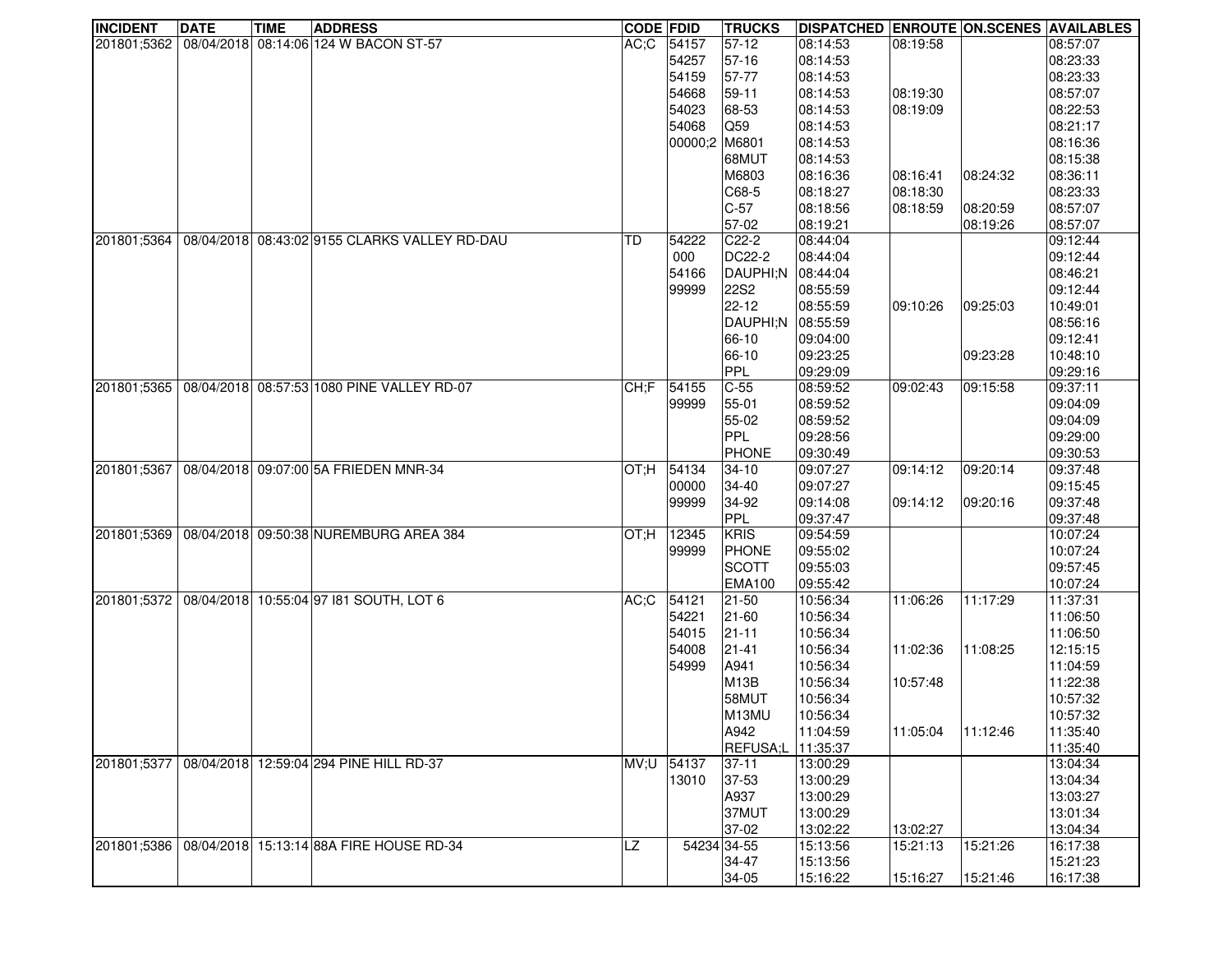| INCIDENT | DATE | TIME | ADDRESS | CODE | FDID | TRUCKS | DISPATCHED | ENROUTE | ON.SCENES | AVAILABLES |
|---|---|---|---|---|---|---|---|---|---|---|
| 201801;5362 | 08/04/2018 | 08:14:06 | 124 W BACON ST-57 | AC;C | 54157 | 57-12 | 08:14:53 | 08:19:58 | | 08:57:07 |
| | | | | | 54257 | 57-16 | 08:14:53 | | | 08:23:33 |
| | | | | | 54159 | 57-77 | 08:14:53 | | | 08:23:33 |
| | | | | | 54668 | 59-11 | 08:14:53 | 08:19:30 | | 08:57:07 |
| | | | | | 54023 | 68-53 | 08:14:53 | 08:19:09 | | 08:22:53 |
| | | | | | 54068 | Q59 | 08:14:53 | | | 08:21:17 |
| | | | | | 00000;2 | M6801 | 08:14:53 | | | 08:16:36 |
| | | | | | | 68MUT | 08:14:53 | | | 08:15:38 |
| | | | | | | M6803 | 08:16:36 | 08:16:41 | 08:24:32 | 08:36:11 |
| | | | | | | C68-5 | 08:18:27 | 08:18:30 | | 08:23:33 |
| | | | | | | C-57 | 08:18:56 | 08:18:59 | 08:20:59 | 08:57:07 |
| | | | | | | 57-02 | 08:19:21 | | 08:19:26 | 08:57:07 |
| 201801;5364 | 08/04/2018 | 08:43:02 | 9155 CLARKS VALLEY RD-DAU | TD | 54222 | C22-2 | 08:44:04 | | | 09:12:44 |
| | | | | | 000 | DC22-2 | 08:44:04 | | | 09:12:44 |
| | | | | | 54166 | DAUPHI;N | 08:44:04 | | | 08:46:21 |
| | | | | | 99999 | 22S2 | 08:55:59 | | | 09:12:44 |
| | | | | | | 22-12 | 08:55:59 | 09:10:26 | 09:25:03 | 10:49:01 |
| | | | | | | DAUPHI;N | 08:55:59 | | | 08:56:16 |
| | | | | | | 66-10 | 09:04:00 | | | 09:12:41 |
| | | | | | | 66-10 | 09:23:25 | | 09:23:28 | 10:48:10 |
| | | | | | | PPL | 09:29:09 | | | 09:29:16 |
| 201801;5365 | 08/04/2018 | 08:57:53 | 1080 PINE VALLEY RD-07 | CH;F | 54155 | C-55 | 08:59:52 | 09:02:43 | 09:15:58 | 09:37:11 |
| | | | | | 99999 | 55-01 | 08:59:52 | | | 09:04:09 |
| | | | | | | 55-02 | 08:59:52 | | | 09:04:09 |
| | | | | | | PPL | 09:28:56 | | | 09:29:00 |
| | | | | | | PHONE | 09:30:49 | | | 09:30:53 |
| 201801;5367 | 08/04/2018 | 09:07:00 | 5A FRIEDEN MNR-34 | OT;H | 54134 | 34-10 | 09:07:27 | 09:14:12 | 09:20:14 | 09:37:48 |
| | | | | | 00000 | 34-40 | 09:07:27 | | | 09:15:45 |
| | | | | | 99999 | 34-92 | 09:14:08 | 09:14:12 | 09:20:16 | 09:37:48 |
| | | | | | | PPL | 09:37:47 | | | 09:37:48 |
| 201801;5369 | 08/04/2018 | 09:50:38 | NUREMBURG AREA 384 | OT;H | 12345 | KRIS | 09:54:59 | | | 10:07:24 |
| | | | | | 99999 | PHONE | 09:55:02 | | | 10:07:24 |
| | | | | | | SCOTT | 09:55:03 | | | 09:57:45 |
| | | | | | | EMA100 | 09:55:42 | | | 10:07:24 |
| 201801;5372 | 08/04/2018 | 10:55:04 | 97 I81 SOUTH, LOT 6 | AC;C | 54121 | 21-50 | 10:56:34 | 11:06:26 | 11:17:29 | 11:37:31 |
| | | | | | 54221 | 21-60 | 10:56:34 | | | 11:06:50 |
| | | | | | 54015 | 21-11 | 10:56:34 | | | 11:06:50 |
| | | | | | 54008 | 21-41 | 10:56:34 | 11:02:36 | 11:08:25 | 12:15:15 |
| | | | | | 54999 | A941 | 10:56:34 | | | 11:04:59 |
| | | | | | | M13B | 10:56:34 | 10:57:48 | | 11:22:38 |
| | | | | | | 58MUT | 10:56:34 | | | 10:57:32 |
| | | | | | | M13MU | 10:56:34 | | | 10:57:32 |
| | | | | | | A942 | 11:04:59 | 11:05:04 | 11:12:46 | 11:35:40 |
| | | | | | | REFUSA;L | 11:35:37 | | | 11:35:40 |
| 201801;5377 | 08/04/2018 | 12:59:04 | 294 PINE HILL RD-37 | MV;U | 54137 | 37-11 | 13:00:29 | | | 13:04:34 |
| | | | | | 13010 | 37-53 | 13:00:29 | | | 13:04:34 |
| | | | | | | A937 | 13:00:29 | | | 13:03:27 |
| | | | | | | 37MUT | 13:00:29 | | | 13:01:34 |
| | | | | | | 37-02 | 13:02:22 | 13:02:27 | | 13:04:34 |
| 201801;5386 | 08/04/2018 | 15:13:14 | 88A FIRE HOUSE RD-34 | LZ | 54234 | 34-55 | 15:13:56 | 15:21:13 | 15:21:26 | 16:17:38 |
| | | | | | | 34-47 | 15:13:56 | | | 15:21:23 |
| | | | | | | 34-05 | 15:16:22 | 15:16:27 | 15:21:46 | 16:17:38 |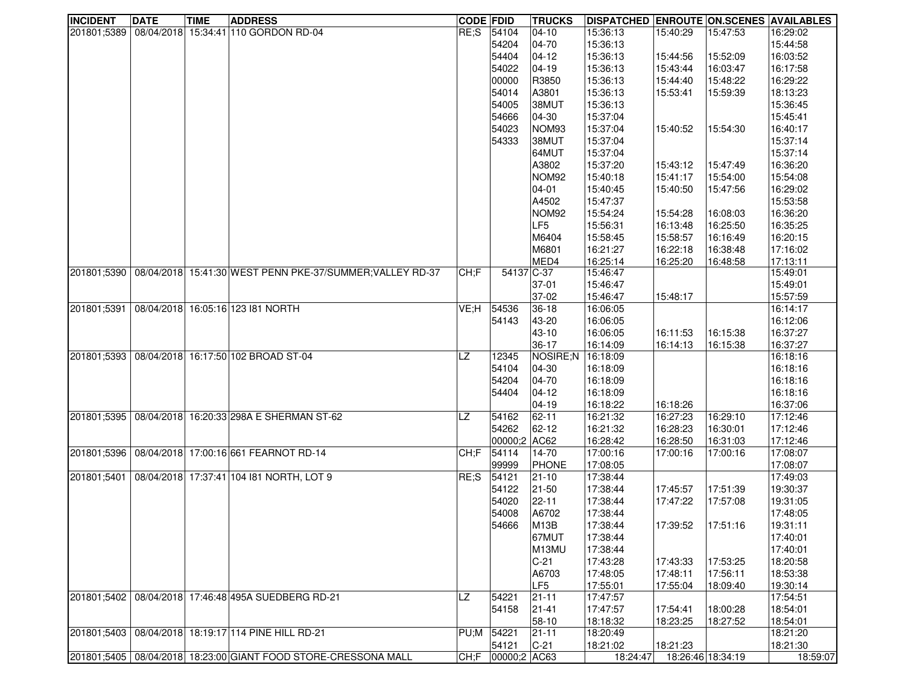| INCIDENT | DATE | TIME | ADDRESS | CODE | FDID | TRUCKS | DISPATCHED | ENROUTE | ON.SCENES | AVAILABLES |
|---|---|---|---|---|---|---|---|---|---|---|
| 201801;5389 | 08/04/2018 | 15:34:41 | 110 GORDON RD-04 | RE;S | 54104 | 04-10 | 15:36:13 | 15:40:29 | 15:47:53 | 16:29:02 |
| | | | | | 54204 | 04-70 | 15:36:13 | | | 15:44:58 |
| | | | | | 54404 | 04-12 | 15:36:13 | 15:44:56 | 15:52:09 | 16:03:52 |
| | | | | | 54022 | 04-19 | 15:36:13 | 15:43:44 | 16:03:47 | 16:17:58 |
| | | | | | 00000 | R3850 | 15:36:13 | 15:44:40 | 15:48:22 | 16:29:22 |
| | | | | | 54014 | A3801 | 15:36:13 | 15:53:41 | 15:59:39 | 18:13:23 |
| | | | | | 54005 | 38MUT | 15:36:13 | | | 15:36:45 |
| | | | | | 54666 | 04-30 | 15:37:04 | | | 15:45:41 |
| | | | | | 54023 | NOM93 | 15:37:04 | 15:40:52 | 15:54:30 | 16:40:17 |
| | | | | | 54333 | 38MUT | 15:37:04 | | | 15:37:14 |
| | | | | | | 64MUT | 15:37:04 | | | 15:37:14 |
| | | | | | | A3802 | 15:37:20 | 15:43:12 | 15:47:49 | 16:36:20 |
| | | | | | | NOM92 | 15:40:18 | 15:41:17 | 15:54:00 | 15:54:08 |
| | | | | | | 04-01 | 15:40:45 | 15:40:50 | 15:47:56 | 16:29:02 |
| | | | | | | A4502 | 15:47:37 | | | 15:53:58 |
| | | | | | | NOM92 | 15:54:24 | 15:54:28 | 16:08:03 | 16:36:20 |
| | | | | | | LF5 | 15:56:31 | 16:13:48 | 16:25:50 | 16:35:25 |
| | | | | | | M6404 | 15:58:45 | 15:58:57 | 16:16:49 | 16:20:15 |
| | | | | | | M6801 | 16:21:27 | 16:22:18 | 16:38:48 | 17:16:02 |
| | | | | | | MED4 | 16:25:14 | 16:25:20 | 16:48:58 | 17:13:11 |
| 201801;5390 | 08/04/2018 | 15:41:30 | WEST PENN PKE-37/SUMMER;VALLEY RD-37 | CH;F | 54137 | C-37 | 15:46:47 | | | 15:49:01 |
| | | | | | | 37-01 | 15:46:47 | | | 15:49:01 |
| | | | | | | 37-02 | 15:46:47 | 15:48:17 | | 15:57:59 |
| 201801;5391 | 08/04/2018 | 16:05:16 | 123 I81 NORTH | VE;H | 54536 | 36-18 | 16:06:05 | | | 16:14:17 |
| | | | | | 54143 | 43-20 | 16:06:05 | | | 16:12:06 |
| | | | | | | 43-10 | 16:06:05 | 16:11:53 | 16:15:38 | 16:37:27 |
| | | | | | | 36-17 | 16:14:09 | 16:14:13 | 16:15:38 | 16:37:27 |
| 201801;5393 | 08/04/2018 | 16:17:50 | 102 BROAD ST-04 | LZ | 12345 | NOSIRE;N | 16:18:09 | | | 16:18:16 |
| | | | | | 54104 | 04-30 | 16:18:09 | | | 16:18:16 |
| | | | | | 54204 | 04-70 | 16:18:09 | | | 16:18:16 |
| | | | | | 54404 | 04-12 | 16:18:09 | | | 16:18:16 |
| | | | | | | 04-19 | 16:18:22 | 16:18:26 | | 16:37:06 |
| 201801;5395 | 08/04/2018 | 16:20:33 | 298A E SHERMAN ST-62 | LZ | 54162 | 62-11 | 16:21:32 | 16:27:23 | 16:29:10 | 17:12:46 |
| | | | | | 54262 | 62-12 | 16:21:32 | 16:28:23 | 16:30:01 | 17:12:46 |
| | | | | | 00000;2 | AC62 | 16:28:42 | 16:28:50 | 16:31:03 | 17:12:46 |
| 201801;5396 | 08/04/2018 | 17:00:16 | 661 FEARNOT RD-14 | CH;F | 54114 | 14-70 | 17:00:16 | 17:00:16 | 17:00:16 | 17:08:07 |
| | | | | | 99999 | PHONE | 17:08:05 | | | 17:08:07 |
| 201801;5401 | 08/04/2018 | 17:37:41 | 104 I81 NORTH, LOT 9 | RE;S | 54121 | 21-10 | 17:38:44 | | | 17:49:03 |
| | | | | | 54122 | 21-50 | 17:38:44 | 17:45:57 | 17:51:39 | 19:30:37 |
| | | | | | 54020 | 22-11 | 17:38:44 | 17:47:22 | 17:57:08 | 19:31:05 |
| | | | | | 54008 | A6702 | 17:38:44 | | | 17:48:05 |
| | | | | | 54666 | M13B | 17:38:44 | 17:39:52 | 17:51:16 | 19:31:11 |
| | | | | | | 67MUT | 17:38:44 | | | 17:40:01 |
| | | | | | | M13MU | 17:38:44 | | | 17:40:01 |
| | | | | | | C-21 | 17:43:28 | 17:43:33 | 17:53:25 | 18:20:58 |
| | | | | | | A6703 | 17:48:05 | 17:48:11 | 17:56:11 | 18:53:38 |
| | | | | | | LF5 | 17:55:01 | 17:55:04 | 18:09:40 | 19:30:14 |
| 201801;5402 | 08/04/2018 | 17:46:48 | 495A SUEDBERG RD-21 | LZ | 54221 | 21-11 | 17:47:57 | | | 17:54:51 |
| | | | | | 54158 | 21-41 | 17:47:57 | 17:54:41 | 18:00:28 | 18:54:01 |
| | | | | | | 58-10 | 18:18:32 | 18:23:25 | 18:27:52 | 18:54:01 |
| 201801;5403 | 08/04/2018 | 18:19:17 | 114 PINE HILL RD-21 | PU;M | 54221 | 21-11 | 18:20:49 | | | 18:21:20 |
| | | | | | 54121 | C-21 | 18:21:02 | 18:21:23 | | 18:21:30 |
| 201801;5405 | 08/04/2018 | 18:23:00 | GIANT FOOD STORE-CRESSONA MALL | CH;F | 00000;2 | AC63 | 18:24:47 | 18:26:46 | 18:34:19 | 18:59:07 |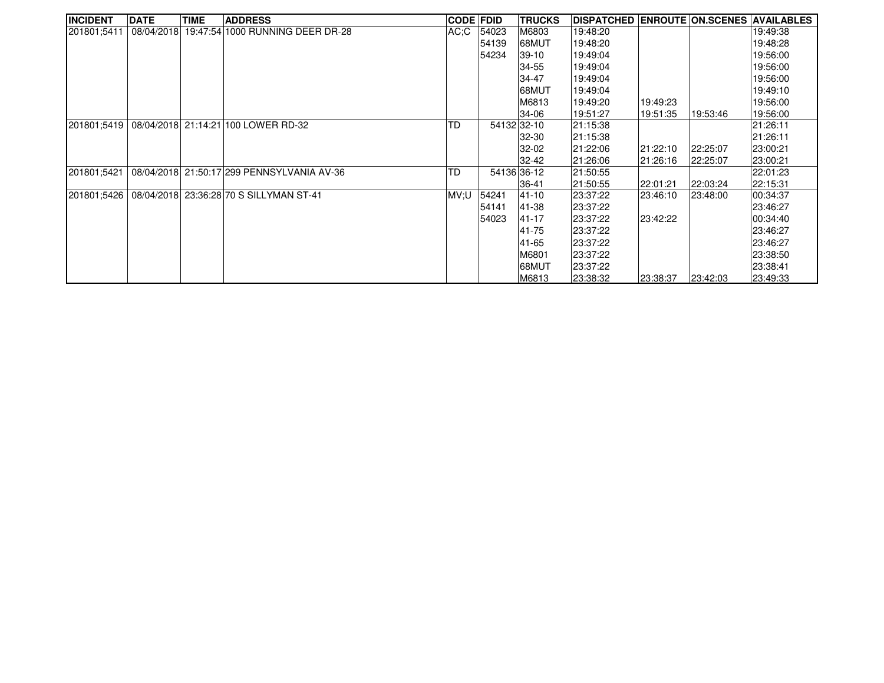| INCIDENT | DATE | TIME | ADDRESS | CODE | FDID | TRUCKS | DISPATCHED | ENROUTE | ON.SCENES | AVAILABLES |
|---|---|---|---|---|---|---|---|---|---|---|
| 201801;5411 | 08/04/2018 | 19:47:54 | 1000 RUNNING DEER DR-28 | AC;C | 54023 | M6803 | 19:48:20 | | | 19:49:38 |
| | | | | | 54139 | 68MUT | 19:48:20 | | | 19:48:28 |
| | | | | | 54234 | 39-10 | 19:49:04 | | | 19:56:00 |
| | | | | | | 34-55 | 19:49:04 | | | 19:56:00 |
| | | | | | | 34-47 | 19:49:04 | | | 19:56:00 |
| | | | | | | 68MUT | 19:49:04 | | | 19:49:10 |
| | | | | | | M6813 | 19:49:20 | 19:49:23 | | 19:56:00 |
| | | | | | | 34-06 | 19:51:27 | 19:51:35 | 19:53:46 | 19:56:00 |
| 201801;5419 | 08/04/2018 | 21:14:21 | 100 LOWER RD-32 | TD | 54132 | 32-10 | 21:15:38 | | | 21:26:11 |
| | | | | | | 32-30 | 21:15:38 | | | 21:26:11 |
| | | | | | | 32-02 | 21:22:06 | 21:22:10 | 22:25:07 | 23:00:21 |
| | | | | | | 32-42 | 21:26:06 | 21:26:16 | 22:25:07 | 23:00:21 |
| 201801;5421 | 08/04/2018 | 21:50:17 | 299 PENNSYLVANIA AV-36 | TD | 54136 | 36-12 | 21:50:55 | | | 22:01:23 |
| | | | | | | 36-41 | 21:50:55 | 22:01:21 | 22:03:24 | 22:15:31 |
| 201801;5426 | 08/04/2018 | 23:36:28 | 70 S SILLYMAN ST-41 | MV;U | 54241 | 41-10 | 23:37:22 | 23:46:10 | 23:48:00 | 00:34:37 |
| | | | | | 54141 | 41-38 | 23:37:22 | | | 23:46:27 |
| | | | | | 54023 | 41-17 | 23:37:22 | 23:42:22 | | 00:34:40 |
| | | | | | | 41-75 | 23:37:22 | | | 23:46:27 |
| | | | | | | 41-65 | 23:37:22 | | | 23:46:27 |
| | | | | | | M6801 | 23:37:22 | | | 23:38:50 |
| | | | | | | 68MUT | 23:37:22 | | | 23:38:41 |
| | | | | | | M6813 | 23:38:32 | 23:38:37 | 23:42:03 | 23:49:33 |